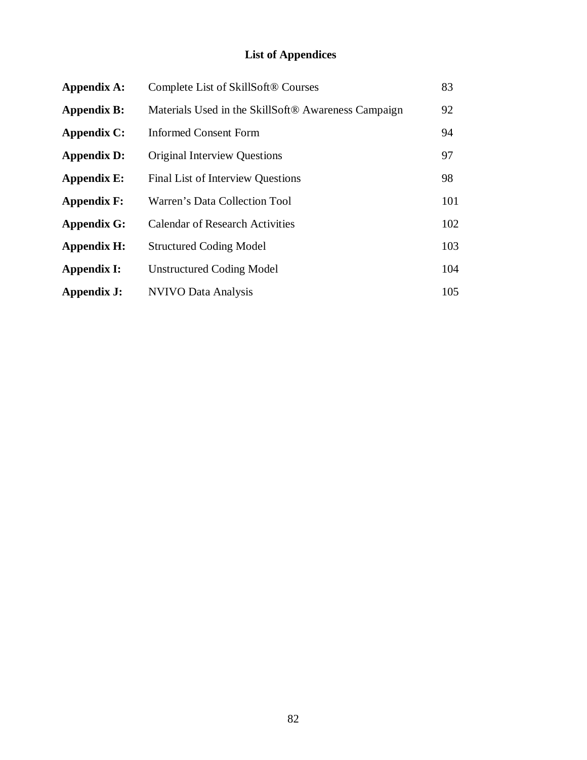# List of Appendices

| | | |
|---|---|---|
| **Appendix A:** | Complete List of SkillSoft® Courses | 83 |
| **Appendix B:** | Materials Used in the SkillSoft® Awareness Campaign | 92 |
| **Appendix C:** | Informed Consent Form | 94 |
| **Appendix D:** | Original Interview Questions | 97 |
| **Appendix E:** | Final List of Interview Questions | 98 |
| **Appendix F:** | Warren's Data Collection Tool | 101 |
| **Appendix G:** | Calendar of Research Activities | 102 |
| **Appendix H:** | Structured Coding Model | 103 |
| **Appendix I:** | Unstructured Coding Model | 104 |
| **Appendix J:** | NVIVO Data Analysis | 105 |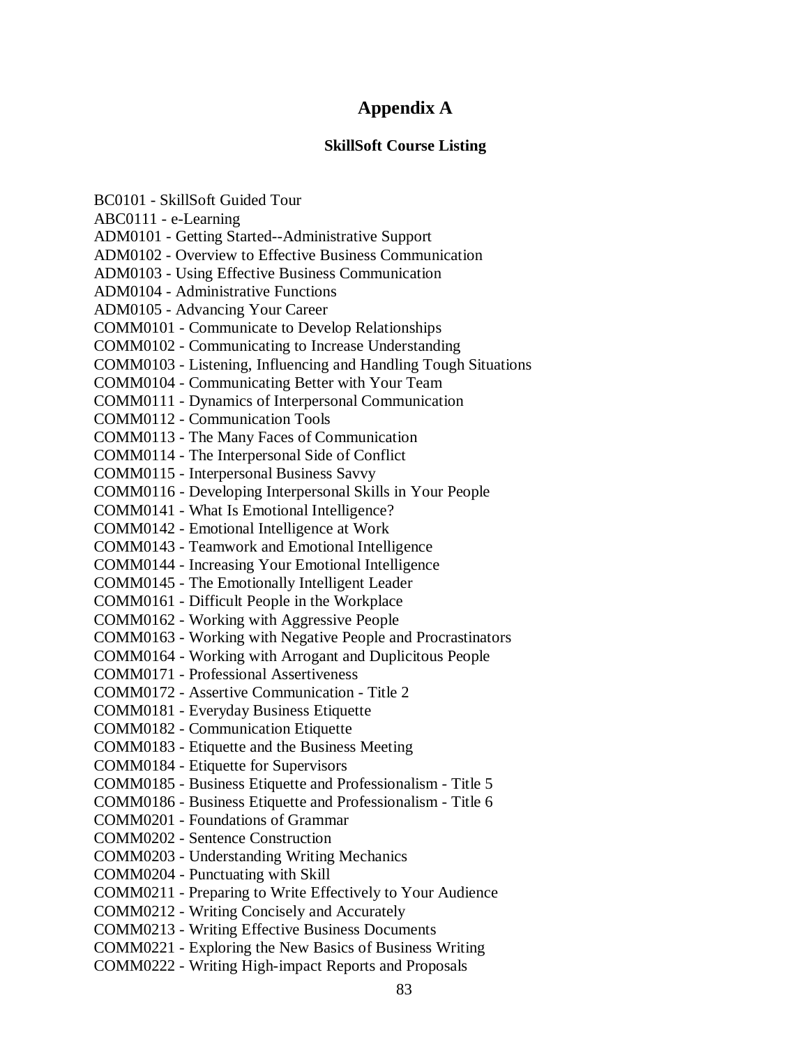# Appendix A

## SkillSoft Course Listing

BC0101 - SkillSoft Guided Tour
ABC0111 - e-Learning
ADM0101 - Getting Started--Administrative Support
ADM0102 - Overview to Effective Business Communication
ADM0103 - Using Effective Business Communication
ADM0104 - Administrative Functions
ADM0105 - Advancing Your Career
COMM0101 - Communicate to Develop Relationships
COMM0102 - Communicating to Increase Understanding
COMM0103 - Listening, Influencing and Handling Tough Situations
COMM0104 - Communicating Better with Your Team
COMM0111 - Dynamics of Interpersonal Communication
COMM0112 - Communication Tools
COMM0113 - The Many Faces of Communication
COMM0114 - The Interpersonal Side of Conflict
COMM0115 - Interpersonal Business Savvy
COMM0116 - Developing Interpersonal Skills in Your People
COMM0141 - What Is Emotional Intelligence?
COMM0142 - Emotional Intelligence at Work
COMM0143 - Teamwork and Emotional Intelligence
COMM0144 - Increasing Your Emotional Intelligence
COMM0145 - The Emotionally Intelligent Leader
COMM0161 - Difficult People in the Workplace
COMM0162 - Working with Aggressive People
COMM0163 - Working with Negative People and Procrastinators
COMM0164 - Working with Arrogant and Duplicitous People
COMM0171 - Professional Assertiveness
COMM0172 - Assertive Communication - Title 2
COMM0181 - Everyday Business Etiquette
COMM0182 - Communication Etiquette
COMM0183 - Etiquette and the Business Meeting
COMM0184 - Etiquette for Supervisors
COMM0185 - Business Etiquette and Professionalism - Title 5
COMM0186 - Business Etiquette and Professionalism - Title 6
COMM0201 - Foundations of Grammar
COMM0202 - Sentence Construction
COMM0203 - Understanding Writing Mechanics
COMM0204 - Punctuating with Skill
COMM0211 - Preparing to Write Effectively to Your Audience
COMM0212 - Writing Concisely and Accurately
COMM0213 - Writing Effective Business Documents
COMM0221 - Exploring the New Basics of Business Writing
COMM0222 - Writing High-impact Reports and Proposals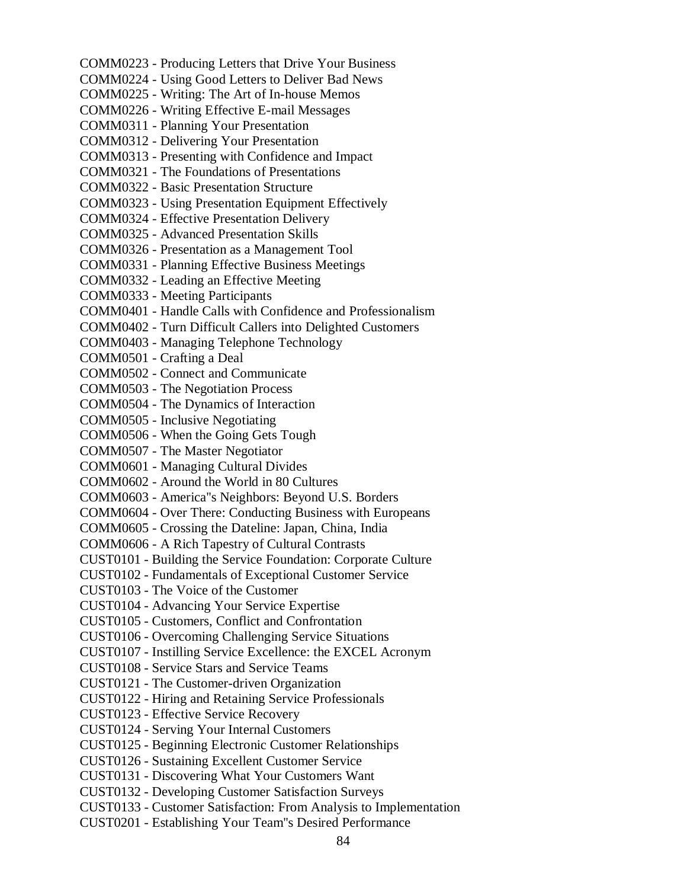COMM0223 - Producing Letters that Drive Your Business
COMM0224 - Using Good Letters to Deliver Bad News
COMM0225 - Writing: The Art of In-house Memos
COMM0226 - Writing Effective E-mail Messages
COMM0311 - Planning Your Presentation
COMM0312 - Delivering Your Presentation
COMM0313 - Presenting with Confidence and Impact
COMM0321 - The Foundations of Presentations
COMM0322 - Basic Presentation Structure
COMM0323 - Using Presentation Equipment Effectively
COMM0324 - Effective Presentation Delivery
COMM0325 - Advanced Presentation Skills
COMM0326 - Presentation as a Management Tool
COMM0331 - Planning Effective Business Meetings
COMM0332 - Leading an Effective Meeting
COMM0333 - Meeting Participants
COMM0401 - Handle Calls with Confidence and Professionalism
COMM0402 - Turn Difficult Callers into Delighted Customers
COMM0403 - Managing Telephone Technology
COMM0501 - Crafting a Deal
COMM0502 - Connect and Communicate
COMM0503 - The Negotiation Process
COMM0504 - The Dynamics of Interaction
COMM0505 - Inclusive Negotiating
COMM0506 - When the Going Gets Tough
COMM0507 - The Master Negotiator
COMM0601 - Managing Cultural Divides
COMM0602 - Around the World in 80 Cultures
COMM0603 - America"s Neighbors: Beyond U.S. Borders
COMM0604 - Over There: Conducting Business with Europeans
COMM0605 - Crossing the Dateline: Japan, China, India
COMM0606 - A Rich Tapestry of Cultural Contrasts
CUST0101 - Building the Service Foundation: Corporate Culture
CUST0102 - Fundamentals of Exceptional Customer Service
CUST0103 - The Voice of the Customer
CUST0104 - Advancing Your Service Expertise
CUST0105 - Customers, Conflict and Confrontation
CUST0106 - Overcoming Challenging Service Situations
CUST0107 - Instilling Service Excellence: the EXCEL Acronym
CUST0108 - Service Stars and Service Teams
CUST0121 - The Customer-driven Organization
CUST0122 - Hiring and Retaining Service Professionals
CUST0123 - Effective Service Recovery
CUST0124 - Serving Your Internal Customers
CUST0125 - Beginning Electronic Customer Relationships
CUST0126 - Sustaining Excellent Customer Service
CUST0131 - Discovering What Your Customers Want
CUST0132 - Developing Customer Satisfaction Surveys
CUST0133 - Customer Satisfaction: From Analysis to Implementation
CUST0201 - Establishing Your Team"s Desired Performance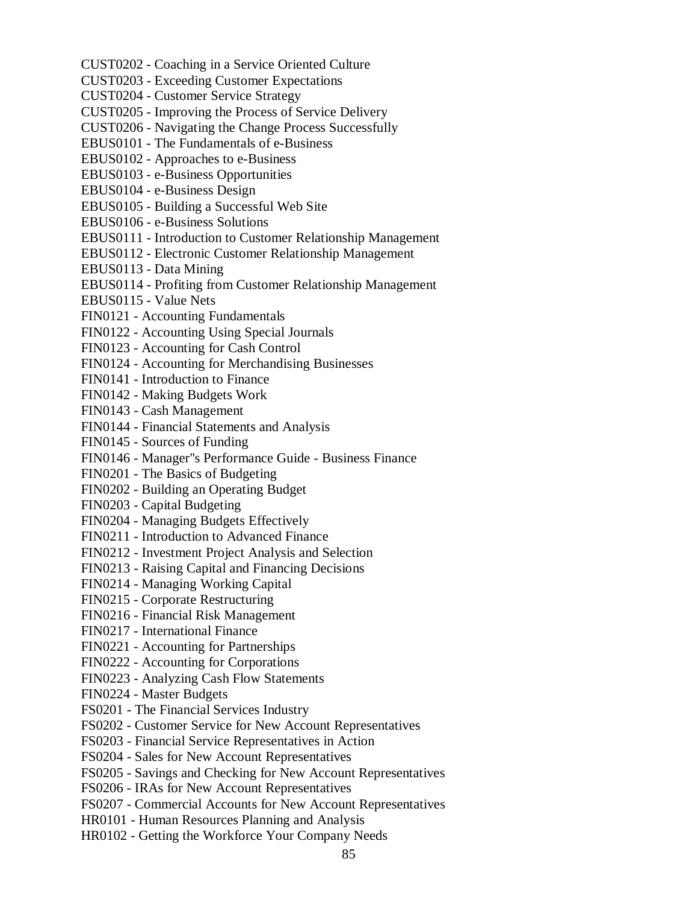CUST0202 - Coaching in a Service Oriented Culture
CUST0203 - Exceeding Customer Expectations
CUST0204 - Customer Service Strategy
CUST0205 - Improving the Process of Service Delivery
CUST0206 - Navigating the Change Process Successfully
EBUS0101 - The Fundamentals of e-Business
EBUS0102 - Approaches to e-Business
EBUS0103 - e-Business Opportunities
EBUS0104 - e-Business Design
EBUS0105 - Building a Successful Web Site
EBUS0106 - e-Business Solutions
EBUS0111 - Introduction to Customer Relationship Management
EBUS0112 - Electronic Customer Relationship Management
EBUS0113 - Data Mining
EBUS0114 - Profiting from Customer Relationship Management
EBUS0115 - Value Nets
FIN0121 - Accounting Fundamentals
FIN0122 - Accounting Using Special Journals
FIN0123 - Accounting for Cash Control
FIN0124 - Accounting for Merchandising Businesses
FIN0141 - Introduction to Finance
FIN0142 - Making Budgets Work
FIN0143 - Cash Management
FIN0144 - Financial Statements and Analysis
FIN0145 - Sources of Funding
FIN0146 - Manager''s Performance Guide - Business Finance
FIN0201 - The Basics of Budgeting
FIN0202 - Building an Operating Budget
FIN0203 - Capital Budgeting
FIN0204 - Managing Budgets Effectively
FIN0211 - Introduction to Advanced Finance
FIN0212 - Investment Project Analysis and Selection
FIN0213 - Raising Capital and Financing Decisions
FIN0214 - Managing Working Capital
FIN0215 - Corporate Restructuring
FIN0216 - Financial Risk Management
FIN0217 - International Finance
FIN0221 - Accounting for Partnerships
FIN0222 - Accounting for Corporations
FIN0223 - Analyzing Cash Flow Statements
FIN0224 - Master Budgets
FS0201 - The Financial Services Industry
FS0202 - Customer Service for New Account Representatives
FS0203 - Financial Service Representatives in Action
FS0204 - Sales for New Account Representatives
FS0205 - Savings and Checking for New Account Representatives
FS0206 - IRAs for New Account Representatives
FS0207 - Commercial Accounts for New Account Representatives
HR0101 - Human Resources Planning and Analysis
HR0102 - Getting the Workforce Your Company Needs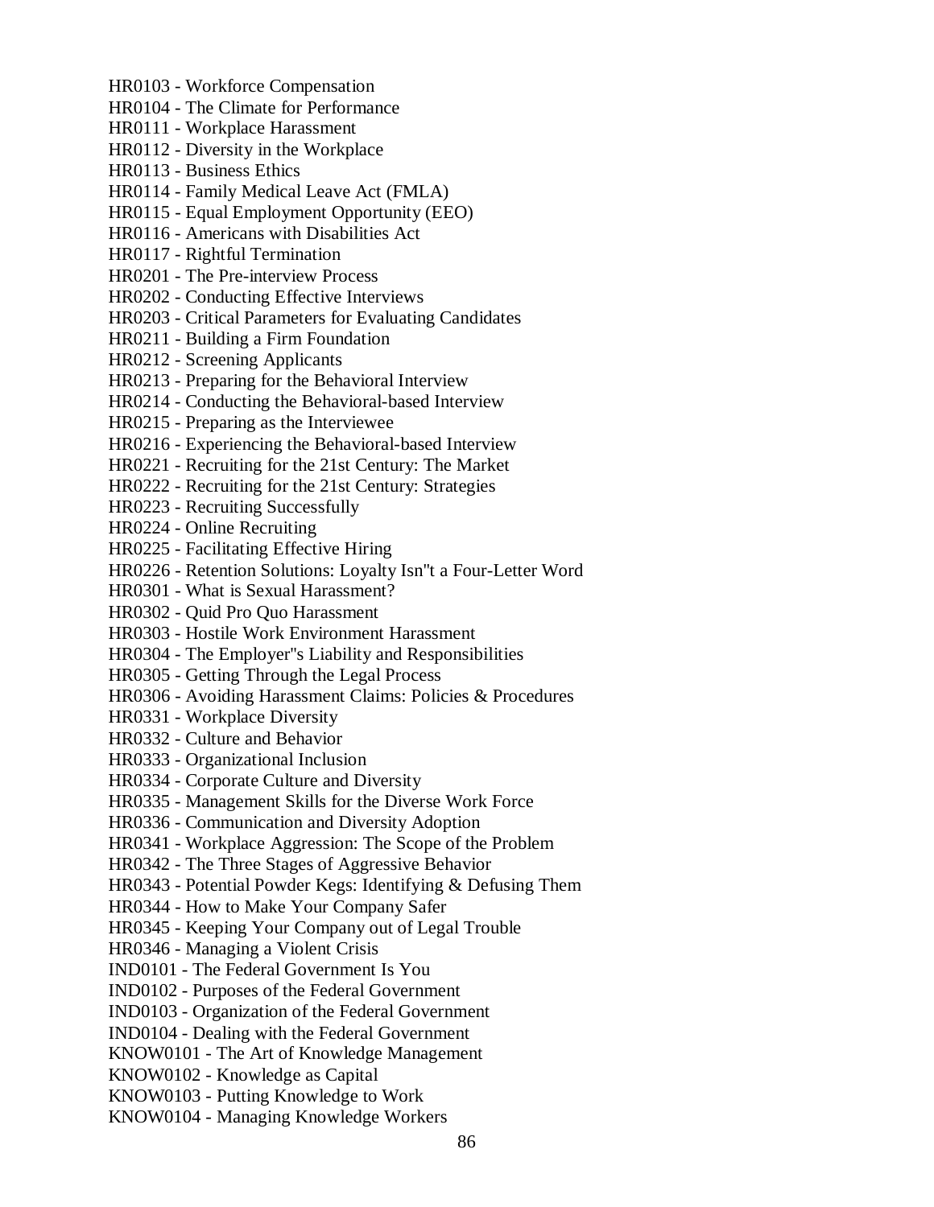HR0103 - Workforce Compensation
HR0104 - The Climate for Performance
HR0111 - Workplace Harassment
HR0112 - Diversity in the Workplace
HR0113 - Business Ethics
HR0114 - Family Medical Leave Act (FMLA)
HR0115 - Equal Employment Opportunity (EEO)
HR0116 - Americans with Disabilities Act
HR0117 - Rightful Termination
HR0201 - The Pre-interview Process
HR0202 - Conducting Effective Interviews
HR0203 - Critical Parameters for Evaluating Candidates
HR0211 - Building a Firm Foundation
HR0212 - Screening Applicants
HR0213 - Preparing for the Behavioral Interview
HR0214 - Conducting the Behavioral-based Interview
HR0215 - Preparing as the Interviewee
HR0216 - Experiencing the Behavioral-based Interview
HR0221 - Recruiting for the 21st Century: The Market
HR0222 - Recruiting for the 21st Century: Strategies
HR0223 - Recruiting Successfully
HR0224 - Online Recruiting
HR0225 - Facilitating Effective Hiring
HR0226 - Retention Solutions: Loyalty Isn"t a Four-Letter Word
HR0301 - What is Sexual Harassment?
HR0302 - Quid Pro Quo Harassment
HR0303 - Hostile Work Environment Harassment
HR0304 - The Employer"s Liability and Responsibilities
HR0305 - Getting Through the Legal Process
HR0306 - Avoiding Harassment Claims: Policies & Procedures
HR0331 - Workplace Diversity
HR0332 - Culture and Behavior
HR0333 - Organizational Inclusion
HR0334 - Corporate Culture and Diversity
HR0335 - Management Skills for the Diverse Work Force
HR0336 - Communication and Diversity Adoption
HR0341 - Workplace Aggression: The Scope of the Problem
HR0342 - The Three Stages of Aggressive Behavior
HR0343 - Potential Powder Kegs: Identifying & Defusing Them
HR0344 - How to Make Your Company Safer
HR0345 - Keeping Your Company out of Legal Trouble
HR0346 - Managing a Violent Crisis
IND0101 - The Federal Government Is You
IND0102 - Purposes of the Federal Government
IND0103 - Organization of the Federal Government
IND0104 - Dealing with the Federal Government
KNOW0101 - The Art of Knowledge Management
KNOW0102 - Knowledge as Capital
KNOW0103 - Putting Knowledge to Work
KNOW0104 - Managing Knowledge Workers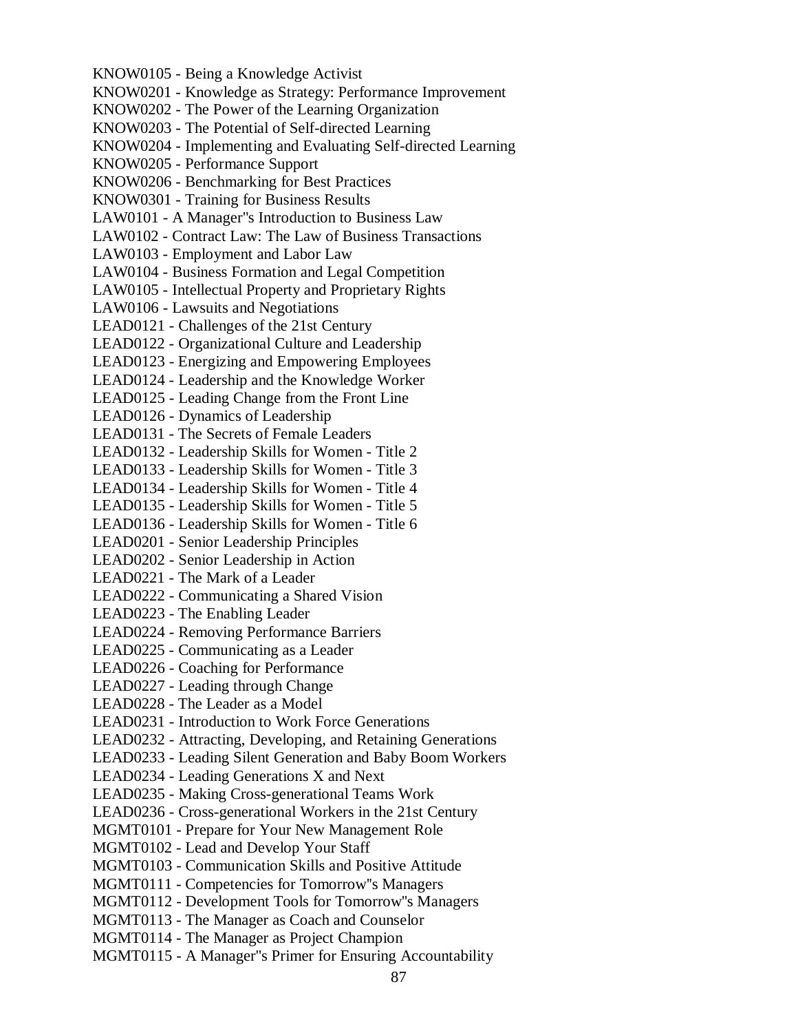KNOW0105 - Being a Knowledge Activist
KNOW0201 - Knowledge as Strategy: Performance Improvement
KNOW0202 - The Power of the Learning Organization
KNOW0203 - The Potential of Self-directed Learning
KNOW0204 - Implementing and Evaluating Self-directed Learning
KNOW0205 - Performance Support
KNOW0206 - Benchmarking for Best Practices
KNOW0301 - Training for Business Results
LAW0101 - A Manager"s Introduction to Business Law
LAW0102 - Contract Law: The Law of Business Transactions
LAW0103 - Employment and Labor Law
LAW0104 - Business Formation and Legal Competition
LAW0105 - Intellectual Property and Proprietary Rights
LAW0106 - Lawsuits and Negotiations
LEAD0121 - Challenges of the 21st Century
LEAD0122 - Organizational Culture and Leadership
LEAD0123 - Energizing and Empowering Employees
LEAD0124 - Leadership and the Knowledge Worker
LEAD0125 - Leading Change from the Front Line
LEAD0126 - Dynamics of Leadership
LEAD0131 - The Secrets of Female Leaders
LEAD0132 - Leadership Skills for Women - Title 2
LEAD0133 - Leadership Skills for Women - Title 3
LEAD0134 - Leadership Skills for Women - Title 4
LEAD0135 - Leadership Skills for Women - Title 5
LEAD0136 - Leadership Skills for Women - Title 6
LEAD0201 - Senior Leadership Principles
LEAD0202 - Senior Leadership in Action
LEAD0221 - The Mark of a Leader
LEAD0222 - Communicating a Shared Vision
LEAD0223 - The Enabling Leader
LEAD0224 - Removing Performance Barriers
LEAD0225 - Communicating as a Leader
LEAD0226 - Coaching for Performance
LEAD0227 - Leading through Change
LEAD0228 - The Leader as a Model
LEAD0231 - Introduction to Work Force Generations
LEAD0232 - Attracting, Developing, and Retaining Generations
LEAD0233 - Leading Silent Generation and Baby Boom Workers
LEAD0234 - Leading Generations X and Next
LEAD0235 - Making Cross-generational Teams Work
LEAD0236 - Cross-generational Workers in the 21st Century
MGMT0101 - Prepare for Your New Management Role
MGMT0102 - Lead and Develop Your Staff
MGMT0103 - Communication Skills and Positive Attitude
MGMT0111 - Competencies for Tomorrow"s Managers
MGMT0112 - Development Tools for Tomorrow"s Managers
MGMT0113 - The Manager as Coach and Counselor
MGMT0114 - The Manager as Project Champion
MGMT0115 - A Manager"s Primer for Ensuring Accountability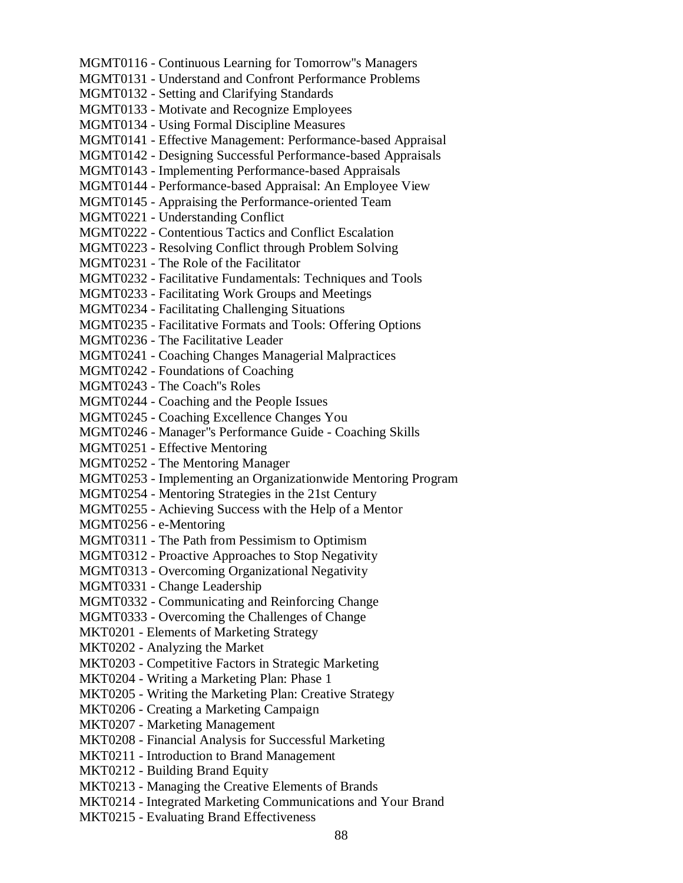MGMT0116 - Continuous Learning for Tomorrow"s Managers
MGMT0131 - Understand and Confront Performance Problems
MGMT0132 - Setting and Clarifying Standards
MGMT0133 - Motivate and Recognize Employees
MGMT0134 - Using Formal Discipline Measures
MGMT0141 - Effective Management: Performance-based Appraisal
MGMT0142 - Designing Successful Performance-based Appraisals
MGMT0143 - Implementing Performance-based Appraisals
MGMT0144 - Performance-based Appraisal: An Employee View
MGMT0145 - Appraising the Performance-oriented Team
MGMT0221 - Understanding Conflict
MGMT0222 - Contentious Tactics and Conflict Escalation
MGMT0223 - Resolving Conflict through Problem Solving
MGMT0231 - The Role of the Facilitator
MGMT0232 - Facilitative Fundamentals: Techniques and Tools
MGMT0233 - Facilitating Work Groups and Meetings
MGMT0234 - Facilitating Challenging Situations
MGMT0235 - Facilitative Formats and Tools: Offering Options
MGMT0236 - The Facilitative Leader
MGMT0241 - Coaching Changes Managerial Malpractices
MGMT0242 - Foundations of Coaching
MGMT0243 - The Coach"s Roles
MGMT0244 - Coaching and the People Issues
MGMT0245 - Coaching Excellence Changes You
MGMT0246 - Manager"s Performance Guide - Coaching Skills
MGMT0251 - Effective Mentoring
MGMT0252 - The Mentoring Manager
MGMT0253 - Implementing an Organizationwide Mentoring Program
MGMT0254 - Mentoring Strategies in the 21st Century
MGMT0255 - Achieving Success with the Help of a Mentor
MGMT0256 - e-Mentoring
MGMT0311 - The Path from Pessimism to Optimism
MGMT0312 - Proactive Approaches to Stop Negativity
MGMT0313 - Overcoming Organizational Negativity
MGMT0331 - Change Leadership
MGMT0332 - Communicating and Reinforcing Change
MGMT0333 - Overcoming the Challenges of Change
MKT0201 - Elements of Marketing Strategy
MKT0202 - Analyzing the Market
MKT0203 - Competitive Factors in Strategic Marketing
MKT0204 - Writing a Marketing Plan: Phase 1
MKT0205 - Writing the Marketing Plan: Creative Strategy
MKT0206 - Creating a Marketing Campaign
MKT0207 - Marketing Management
MKT0208 - Financial Analysis for Successful Marketing
MKT0211 - Introduction to Brand Management
MKT0212 - Building Brand Equity
MKT0213 - Managing the Creative Elements of Brands
MKT0214 - Integrated Marketing Communications and Your Brand
MKT0215 - Evaluating Brand Effectiveness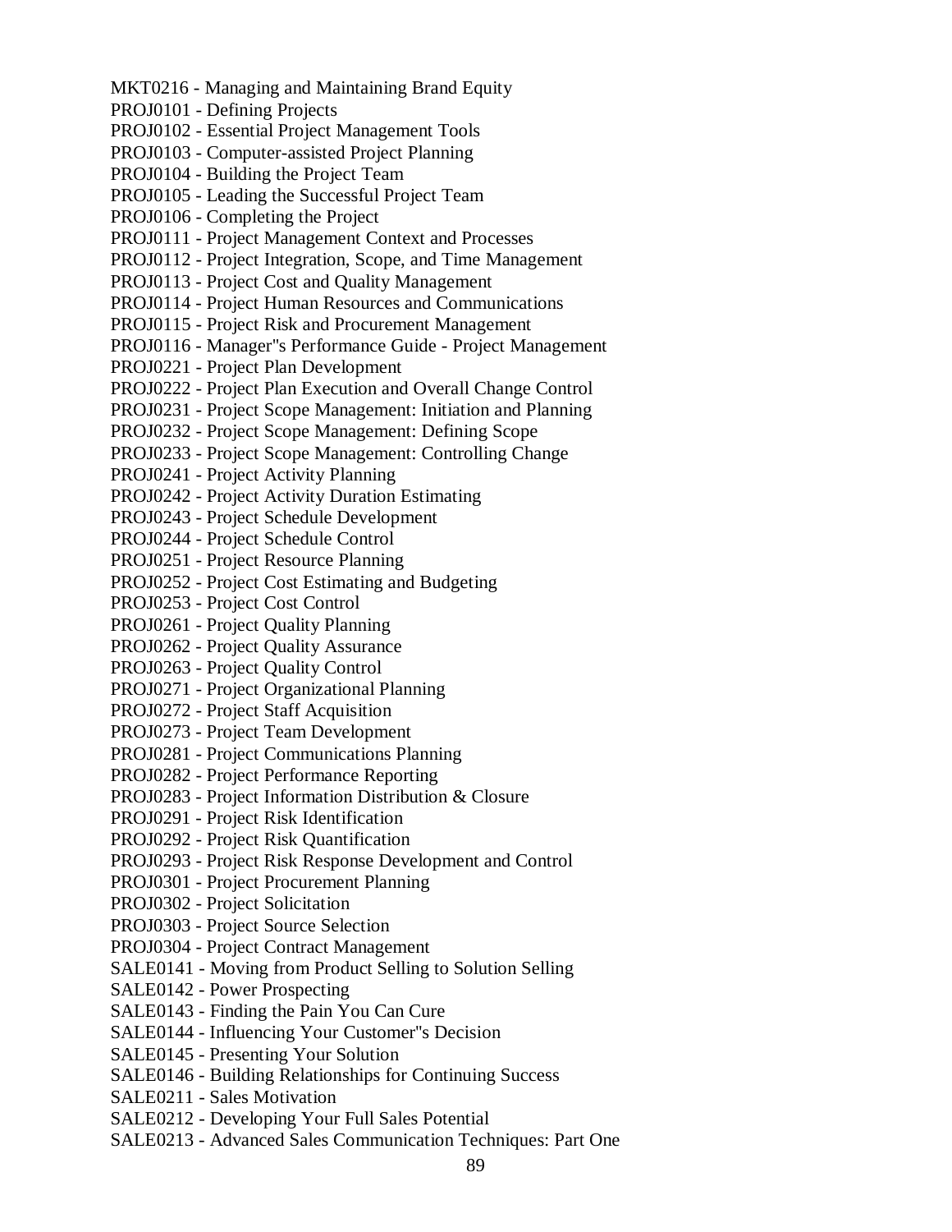MKT0216 - Managing and Maintaining Brand Equity
PROJ0101 - Defining Projects
PROJ0102 - Essential Project Management Tools
PROJ0103 - Computer-assisted Project Planning
PROJ0104 - Building the Project Team
PROJ0105 - Leading the Successful Project Team
PROJ0106 - Completing the Project
PROJ0111 - Project Management Context and Processes
PROJ0112 - Project Integration, Scope, and Time Management
PROJ0113 - Project Cost and Quality Management
PROJ0114 - Project Human Resources and Communications
PROJ0115 - Project Risk and Procurement Management
PROJ0116 - Manager''s Performance Guide - Project Management
PROJ0221 - Project Plan Development
PROJ0222 - Project Plan Execution and Overall Change Control
PROJ0231 - Project Scope Management: Initiation and Planning
PROJ0232 - Project Scope Management: Defining Scope
PROJ0233 - Project Scope Management: Controlling Change
PROJ0241 - Project Activity Planning
PROJ0242 - Project Activity Duration Estimating
PROJ0243 - Project Schedule Development
PROJ0244 - Project Schedule Control
PROJ0251 - Project Resource Planning
PROJ0252 - Project Cost Estimating and Budgeting
PROJ0253 - Project Cost Control
PROJ0261 - Project Quality Planning
PROJ0262 - Project Quality Assurance
PROJ0263 - Project Quality Control
PROJ0271 - Project Organizational Planning
PROJ0272 - Project Staff Acquisition
PROJ0273 - Project Team Development
PROJ0281 - Project Communications Planning
PROJ0282 - Project Performance Reporting
PROJ0283 - Project Information Distribution & Closure
PROJ0291 - Project Risk Identification
PROJ0292 - Project Risk Quantification
PROJ0293 - Project Risk Response Development and Control
PROJ0301 - Project Procurement Planning
PROJ0302 - Project Solicitation
PROJ0303 - Project Source Selection
PROJ0304 - Project Contract Management
SALE0141 - Moving from Product Selling to Solution Selling
SALE0142 - Power Prospecting
SALE0143 - Finding the Pain You Can Cure
SALE0144 - Influencing Your Customer''s Decision
SALE0145 - Presenting Your Solution
SALE0146 - Building Relationships for Continuing Success
SALE0211 - Sales Motivation
SALE0212 - Developing Your Full Sales Potential
SALE0213 - Advanced Sales Communication Techniques: Part One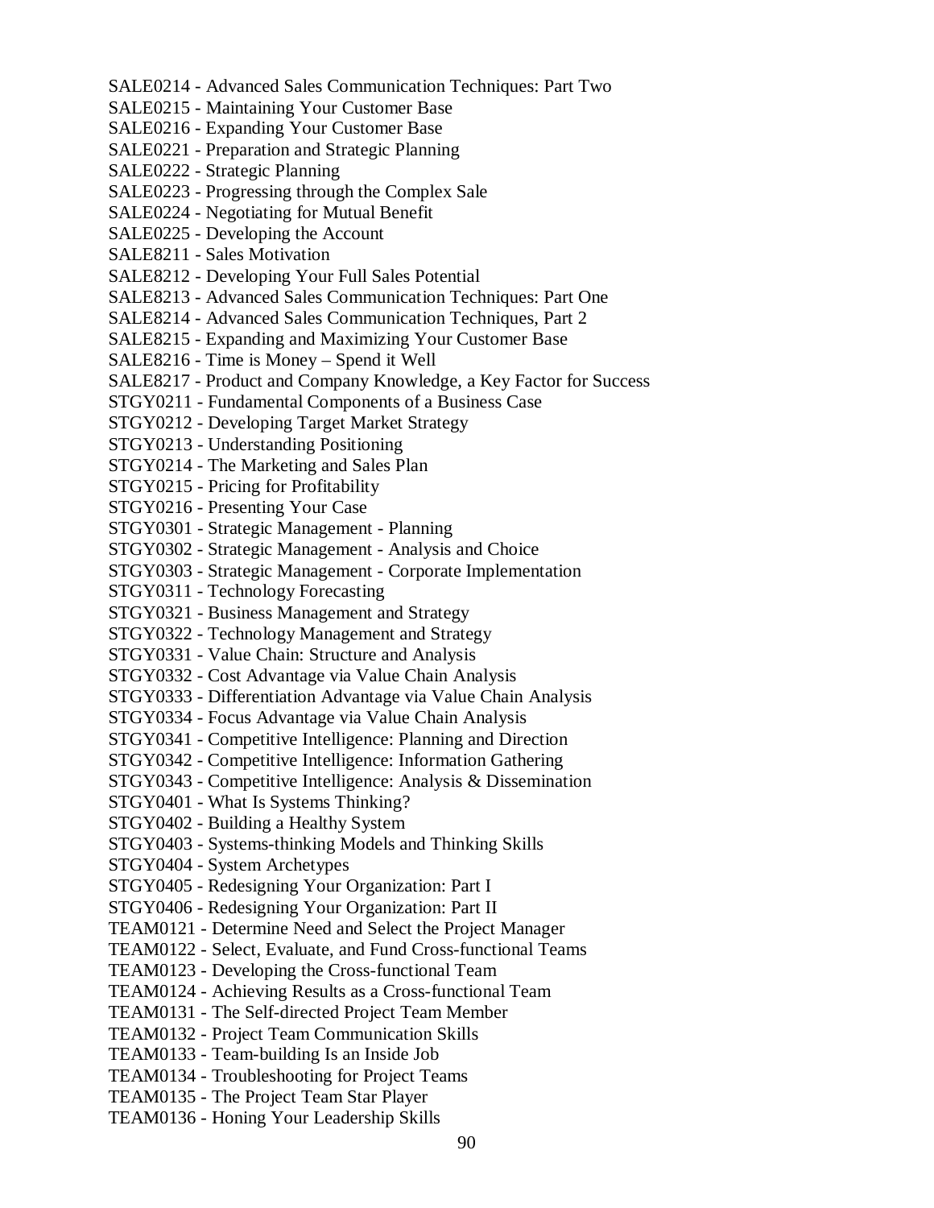SALE0214 - Advanced Sales Communication Techniques: Part Two
SALE0215 - Maintaining Your Customer Base
SALE0216 - Expanding Your Customer Base
SALE0221 - Preparation and Strategic Planning
SALE0222 - Strategic Planning
SALE0223 - Progressing through the Complex Sale
SALE0224 - Negotiating for Mutual Benefit
SALE0225 - Developing the Account
SALE8211 - Sales Motivation
SALE8212 - Developing Your Full Sales Potential
SALE8213 - Advanced Sales Communication Techniques: Part One
SALE8214 - Advanced Sales Communication Techniques, Part 2
SALE8215 - Expanding and Maximizing Your Customer Base
SALE8216 - Time is Money – Spend it Well
SALE8217 - Product and Company Knowledge, a Key Factor for Success
STGY0211 - Fundamental Components of a Business Case
STGY0212 - Developing Target Market Strategy
STGY0213 - Understanding Positioning
STGY0214 - The Marketing and Sales Plan
STGY0215 - Pricing for Profitability
STGY0216 - Presenting Your Case
STGY0301 - Strategic Management - Planning
STGY0302 - Strategic Management - Analysis and Choice
STGY0303 - Strategic Management - Corporate Implementation
STGY0311 - Technology Forecasting
STGY0321 - Business Management and Strategy
STGY0322 - Technology Management and Strategy
STGY0331 - Value Chain: Structure and Analysis
STGY0332 - Cost Advantage via Value Chain Analysis
STGY0333 - Differentiation Advantage via Value Chain Analysis
STGY0334 - Focus Advantage via Value Chain Analysis
STGY0341 - Competitive Intelligence: Planning and Direction
STGY0342 - Competitive Intelligence: Information Gathering
STGY0343 - Competitive Intelligence: Analysis & Dissemination
STGY0401 - What Is Systems Thinking?
STGY0402 - Building a Healthy System
STGY0403 - Systems-thinking Models and Thinking Skills
STGY0404 - System Archetypes
STGY0405 - Redesigning Your Organization: Part I
STGY0406 - Redesigning Your Organization: Part II
TEAM0121 - Determine Need and Select the Project Manager
TEAM0122 - Select, Evaluate, and Fund Cross-functional Teams
TEAM0123 - Developing the Cross-functional Team
TEAM0124 - Achieving Results as a Cross-functional Team
TEAM0131 - The Self-directed Project Team Member
TEAM0132 - Project Team Communication Skills
TEAM0133 - Team-building Is an Inside Job
TEAM0134 - Troubleshooting for Project Teams
TEAM0135 - The Project Team Star Player
TEAM0136 - Honing Your Leadership Skills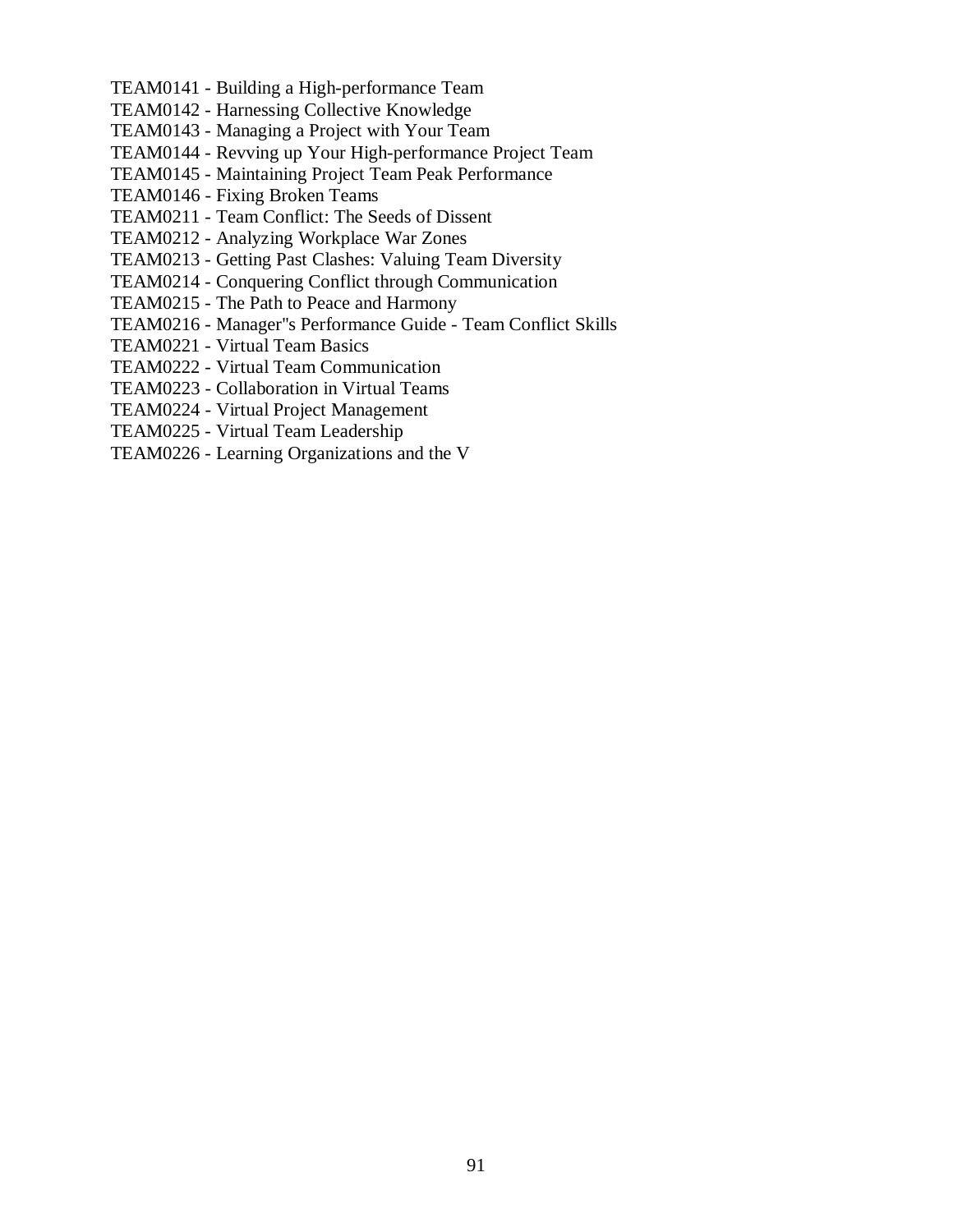TEAM0141 - Building a High-performance Team
TEAM0142 - Harnessing Collective Knowledge
TEAM0143 - Managing a Project with Your Team
TEAM0144 - Revving up Your High-performance Project Team
TEAM0145 - Maintaining Project Team Peak Performance
TEAM0146 - Fixing Broken Teams
TEAM0211 - Team Conflict: The Seeds of Dissent
TEAM0212 - Analyzing Workplace War Zones
TEAM0213 - Getting Past Clashes: Valuing Team Diversity
TEAM0214 - Conquering Conflict through Communication
TEAM0215 - The Path to Peace and Harmony
TEAM0216 - Manager''s Performance Guide - Team Conflict Skills
TEAM0221 - Virtual Team Basics
TEAM0222 - Virtual Team Communication
TEAM0223 - Collaboration in Virtual Teams
TEAM0224 - Virtual Project Management
TEAM0225 - Virtual Team Leadership
TEAM0226 - Learning Organizations and the V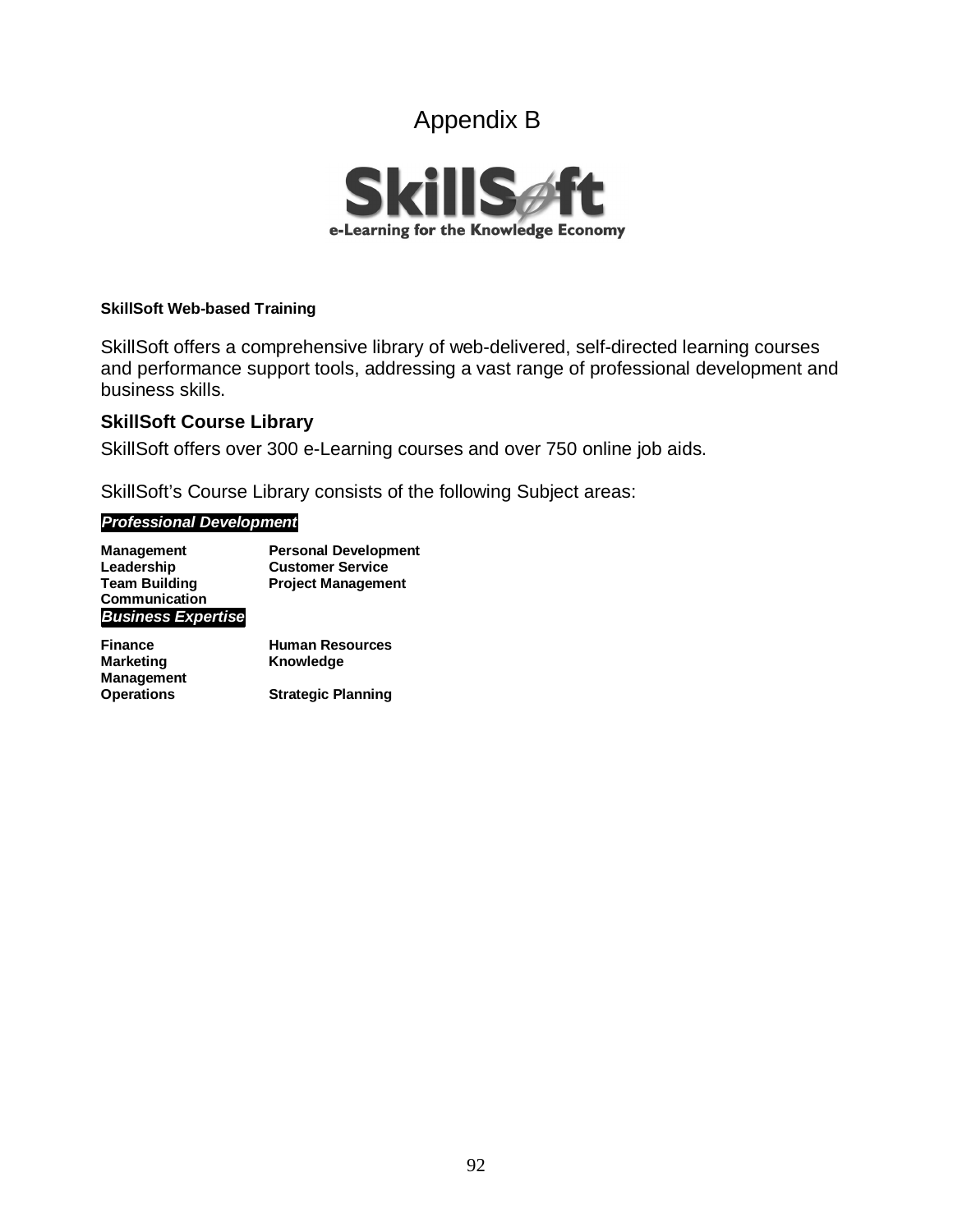# Appendix B

**SkillSoft**
**e-Learning for the Knowledge Economy**

**SkillSoft Web-based Training**

SkillSoft offers a comprehensive library of web-delivered, self-directed learning courses and performance support tools, addressing a vast range of professional development and business skills.

## SkillSoft Course Library

SkillSoft offers over 300 e-Learning courses and over 750 online job aids.

SkillSoft's Course Library consists of the following Subject areas:

***Professional Development***

| | |
|---|---|
| **Management** | **Personal Development** |
| **Leadership** | **Customer Service** |
| **Team Building** | **Project Management** |
| **Communication** | |

***Business Expertise***

| | |
|---|---|
| **Finance** | **Human Resources** |
| **Marketing** | **Knowledge Management** |
| **Operations** | **Strategic Planning** |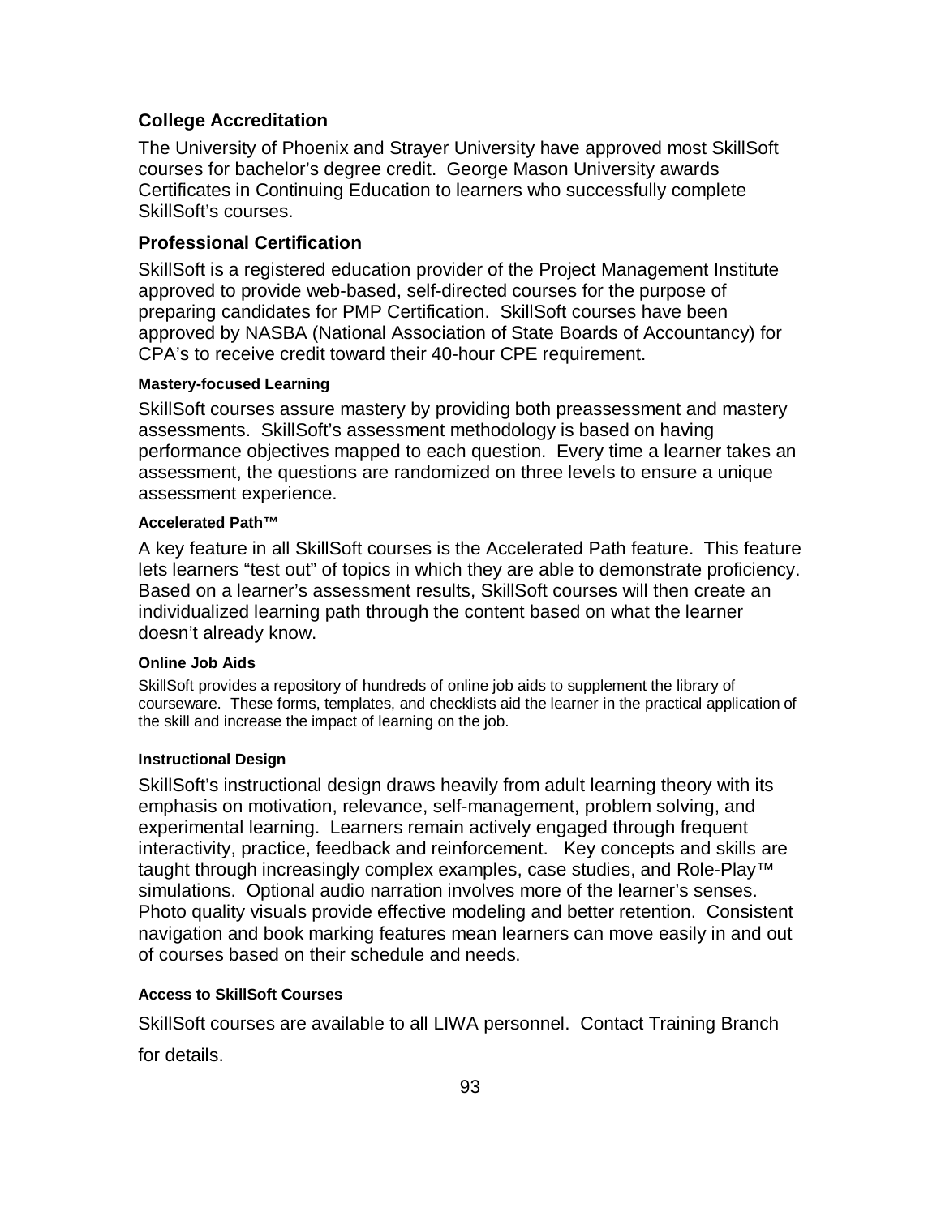## College Accreditation

The University of Phoenix and Strayer University have approved most SkillSoft courses for bachelor's degree credit. George Mason University awards Certificates in Continuing Education to learners who successfully complete SkillSoft's courses.

## Professional Certification

SkillSoft is a registered education provider of the Project Management Institute approved to provide web-based, self-directed courses for the purpose of preparing candidates for PMP Certification. SkillSoft courses have been approved by NASBA (National Association of State Boards of Accountancy) for CPA's to receive credit toward their 40-hour CPE requirement.

#### Mastery-focused Learning

SkillSoft courses assure mastery by providing both preassessment and mastery assessments. SkillSoft's assessment methodology is based on having performance objectives mapped to each question. Every time a learner takes an assessment, the questions are randomized on three levels to ensure a unique assessment experience.

#### Accelerated Path™

A key feature in all SkillSoft courses is the Accelerated Path feature. This feature lets learners "test out" of topics in which they are able to demonstrate proficiency. Based on a learner's assessment results, SkillSoft courses will then create an individualized learning path through the content based on what the learner doesn't already know.

#### Online Job Aids

SkillSoft provides a repository of hundreds of online job aids to supplement the library of courseware. These forms, templates, and checklists aid the learner in the practical application of the skill and increase the impact of learning on the job.

#### Instructional Design

SkillSoft's instructional design draws heavily from adult learning theory with its emphasis on motivation, relevance, self-management, problem solving, and experimental learning. Learners remain actively engaged through frequent interactivity, practice, feedback and reinforcement. Key concepts and skills are taught through increasingly complex examples, case studies, and Role-Play™ simulations. Optional audio narration involves more of the learner's senses. Photo quality visuals provide effective modeling and better retention. Consistent navigation and book marking features mean learners can move easily in and out of courses based on their schedule and needs.

#### Access to SkillSoft Courses

SkillSoft courses are available to all LIWA personnel. Contact Training Branch for details.